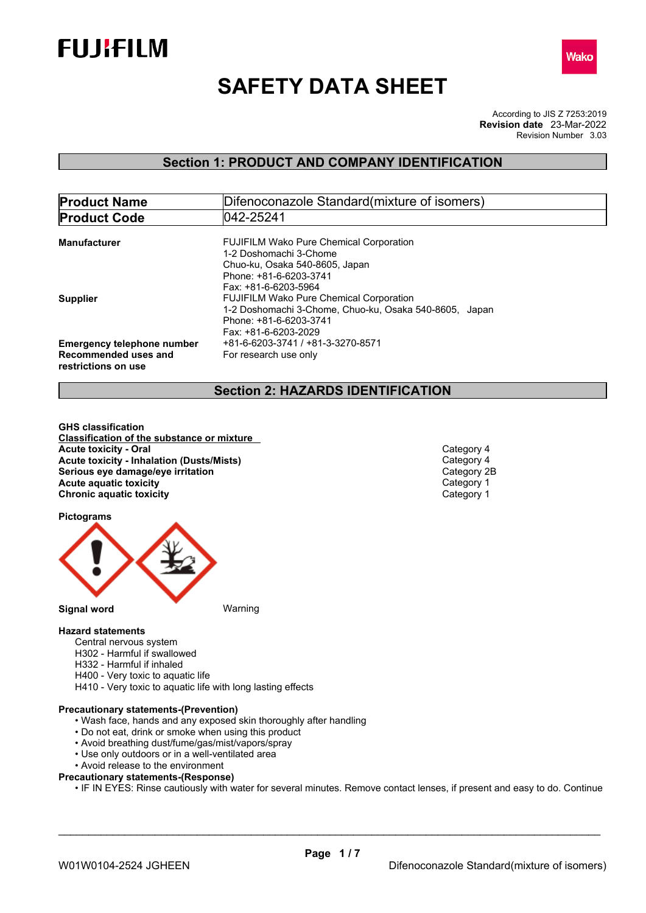FUJIFILM

Wako

# SAFETY DATA SHEET

According to JIS Z 7253:2019
**Revision date** 23-Mar-2022
Revision Number 3.03

## Section 1: PRODUCT AND COMPANY IDENTIFICATION

| **Product Name** | Difenoconazole Standard(mixture of isomers) |
|---|---|
| **Product Code** | 042-25241 |

**Manufacturer**
FUJIFILM Wako Pure Chemical Corporation
1-2 Doshomachi 3-Chome
Chuo-ku, Osaka 540-8605, Japan
Phone: +81-6-6203-3741
Fax: +81-6-6203-5964

**Supplier**
FUJIFILM Wako Pure Chemical Corporation
1-2 Doshomachi 3-Chome, Chuo-ku, Osaka 540-8605, Japan
Phone: +81-6-6203-3741
Fax: +81-6-6203-2029

**Emergency telephone number** +81-6-6203-3741 / +81-3-3270-8571

**Recommended uses and restrictions on use** For research use only

## Section 2: HAZARDS IDENTIFICATION

**GHS classification**

**Classification of the substance or mixture**

| | |
|---|---|
| **Acute toxicity - Oral** | Category 4 |
| **Acute toxicity - Inhalation (Dusts/Mists)** | Category 4 |
| **Serious eye damage/eye irritation** | Category 2B |
| **Acute aquatic toxicity** | Category 1 |
| **Chronic aquatic toxicity** | Category 1 |

**Pictograms**

**Signal word** Warning

**Hazard statements**

Central nervous system
H302 - Harmful if swallowed
H332 - Harmful if inhaled
H400 - Very toxic to aquatic life
H410 - Very toxic to aquatic life with long lasting effects

**Precautionary statements-(Prevention)**

- Wash face, hands and any exposed skin thoroughly after handling
- Do not eat, drink or smoke when using this product
- Avoid breathing dust/fume/gas/mist/vapors/spray
- Use only outdoors or in a well-ventilated area
- Avoid release to the environment

**Precautionary statements-(Response)**

- IF IN EYES: Rinse cautiously with water for several minutes. Remove contact lenses, if present and easy to do. Continue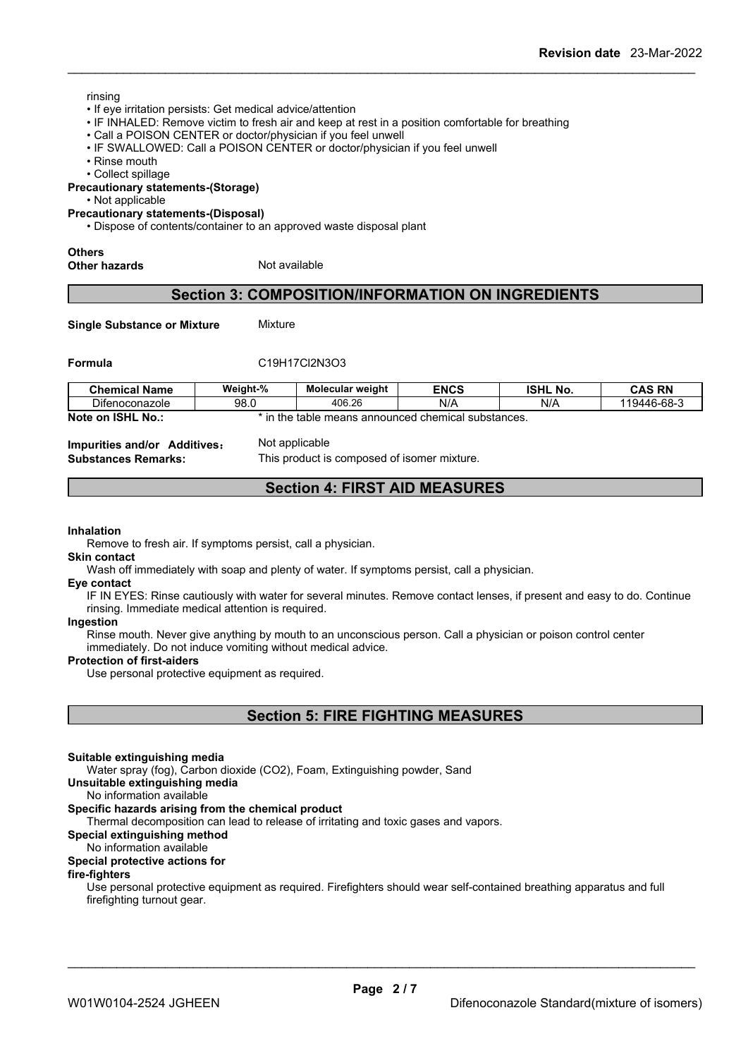rinsing

- If eye irritation persists: Get medical advice/attention
- IF INHALED: Remove victim to fresh air and keep at rest in a position comfortable for breathing
- Call a POISON CENTER or doctor/physician if you feel unwell
- IF SWALLOWED: Call a POISON CENTER or doctor/physician if you feel unwell
- Rinse mouth
- Collect spillage

**Precautionary statements-(Storage)**

- Not applicable

**Precautionary statements-(Disposal)**

- Dispose of contents/container to an approved waste disposal plant

**Others**

**Other hazards** Not available

## Section 3: COMPOSITION/INFORMATION ON INGREDIENTS

**Single Substance or Mixture** Mixture

**Formula** $C_{19}H_{17}Cl_2N_3O_3$

| Chemical Name | Weight-% | Molecular weight | ENCS | ISHL No. | CAS RN |
|---|---|---|---|---|---|
| Difenoconazole | 98.0 | 406.26 | N/A | N/A | 119446-68-3 |

**Note on ISHL No.:** * in the table means announced chemical substances.

**Impurities and/or Additives:** Not applicable

**Substances Remarks:** This product is composed of isomer mixture.

## Section 4: FIRST AID MEASURES

**Inhalation**

Remove to fresh air. If symptoms persist, call a physician.

**Skin contact**

Wash off immediately with soap and plenty of water. If symptoms persist, call a physician.

**Eye contact**

IF IN EYES: Rinse cautiously with water for several minutes. Remove contact lenses, if present and easy to do. Continue rinsing. Immediate medical attention is required.

**Ingestion**

Rinse mouth. Never give anything by mouth to an unconscious person. Call a physician or poison control center immediately. Do not induce vomiting without medical advice.

**Protection of first-aiders**

Use personal protective equipment as required.

## Section 5: FIRE FIGHTING MEASURES

**Suitable extinguishing media**

Water spray (fog), Carbon dioxide ($CO_2$), Foam, Extinguishing powder, Sand

**Unsuitable extinguishing media**

No information available

**Specific hazards arising from the chemical product**

Thermal decomposition can lead to release of irritating and toxic gases and vapors.

**Special extinguishing method**

No information available

**Special protective actions for fire-fighters**

Use personal protective equipment as required. Firefighters should wear self-contained breathing apparatus and full firefighting turnout gear.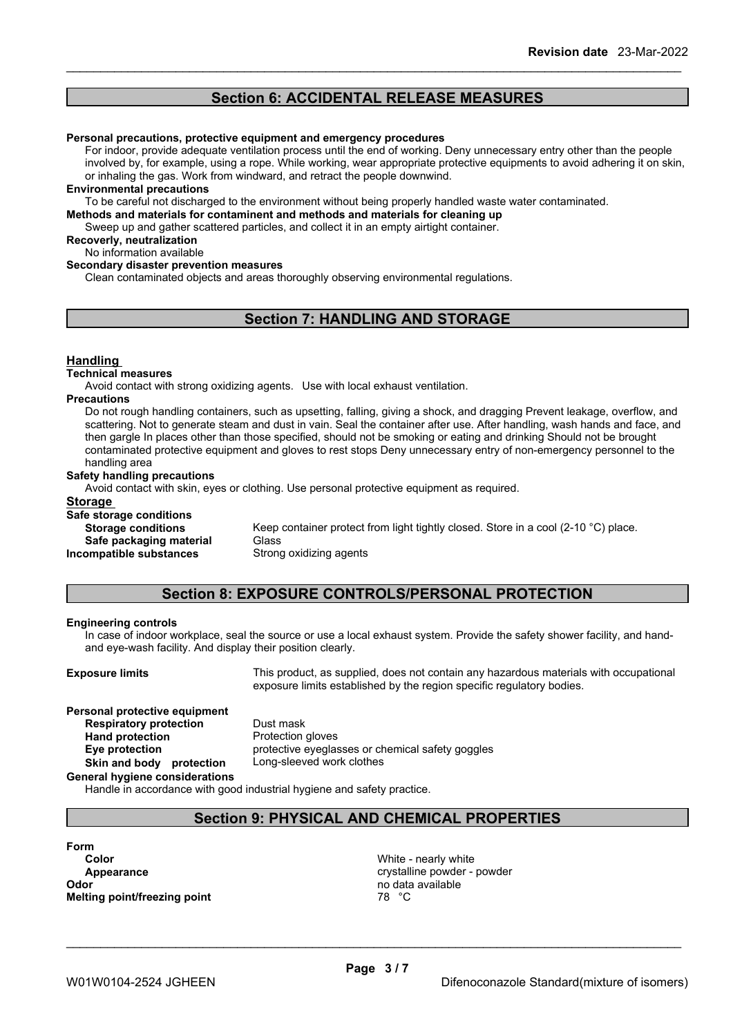## Section 6: ACCIDENTAL RELEASE MEASURES

**Personal precautions, protective equipment and emergency procedures**

For indoor, provide adequate ventilation process until the end of working. Deny unnecessary entry other than the people involved by, for example, using a rope. While working, wear appropriate protective equipments to avoid adhering it on skin, or inhaling the gas. Work from windward, and retract the people downwind.

**Environmental precautions**

To be careful not discharged to the environment without being properly handled waste water contaminated.

**Methods and materials for contaminent and methods and materials for cleaning up**

Sweep up and gather scattered particles, and collect it in an empty airtight container.

**Recoverly, neutralization**

No information available

**Secondary disaster prevention measures**

Clean contaminated objects and areas thoroughly observing environmental regulations.

## Section 7: HANDLING AND STORAGE

### Handling

**Technical measures**

Avoid contact with strong oxidizing agents. Use with local exhaust ventilation.

**Precautions**

Do not rough handling containers, such as upsetting, falling, giving a shock, and dragging Prevent leakage, overflow, and scattering. Not to generate steam and dust in vain. Seal the container after use. After handling, wash hands and face, and then gargle In places other than those specified, should not be smoking or eating and drinking Should not be brought contaminated protective equipment and gloves to rest stops Deny unnecessary entry of non-emergency personnel to the handling area

**Safety handling precautions**

Avoid contact with skin, eyes or clothing. Use personal protective equipment as required.

### Storage

**Safe storage conditions**

| | |
|---|---|
| **Storage conditions** | Keep container protect from light tightly closed. Store in a cool (2-10 °C) place. |
| **Safe packaging material** | Glass |
| **Incompatible substances** | Strong oxidizing agents |

## Section 8: EXPOSURE CONTROLS/PERSONAL PROTECTION

**Engineering controls**

In case of indoor workplace, seal the source or use a local exhaust system. Provide the safety shower facility, and hand- and eye-wash facility. And display their position clearly.

**Exposure limits** This product, as supplied, does not contain any hazardous materials with occupational exposure limits established by the region specific regulatory bodies.

**Personal protective equipment**

| | |
|---|---|
| **Respiratory protection** | Dust mask |
| **Hand protection** | Protection gloves |
| **Eye protection** | protective eyeglasses or chemical safety goggles |
| **Skin and body protection** | Long-sleeved work clothes |

**General hygiene considerations**

Handle in accordance with good industrial hygiene and safety practice.

## Section 9: PHYSICAL AND CHEMICAL PROPERTIES

**Form**

| | |
|---|---|
| **Color** | White - nearly white |
| **Appearance** | crystalline powder - powder |
| **Odor** | no data available |
| **Melting point/freezing point** | 78 °C |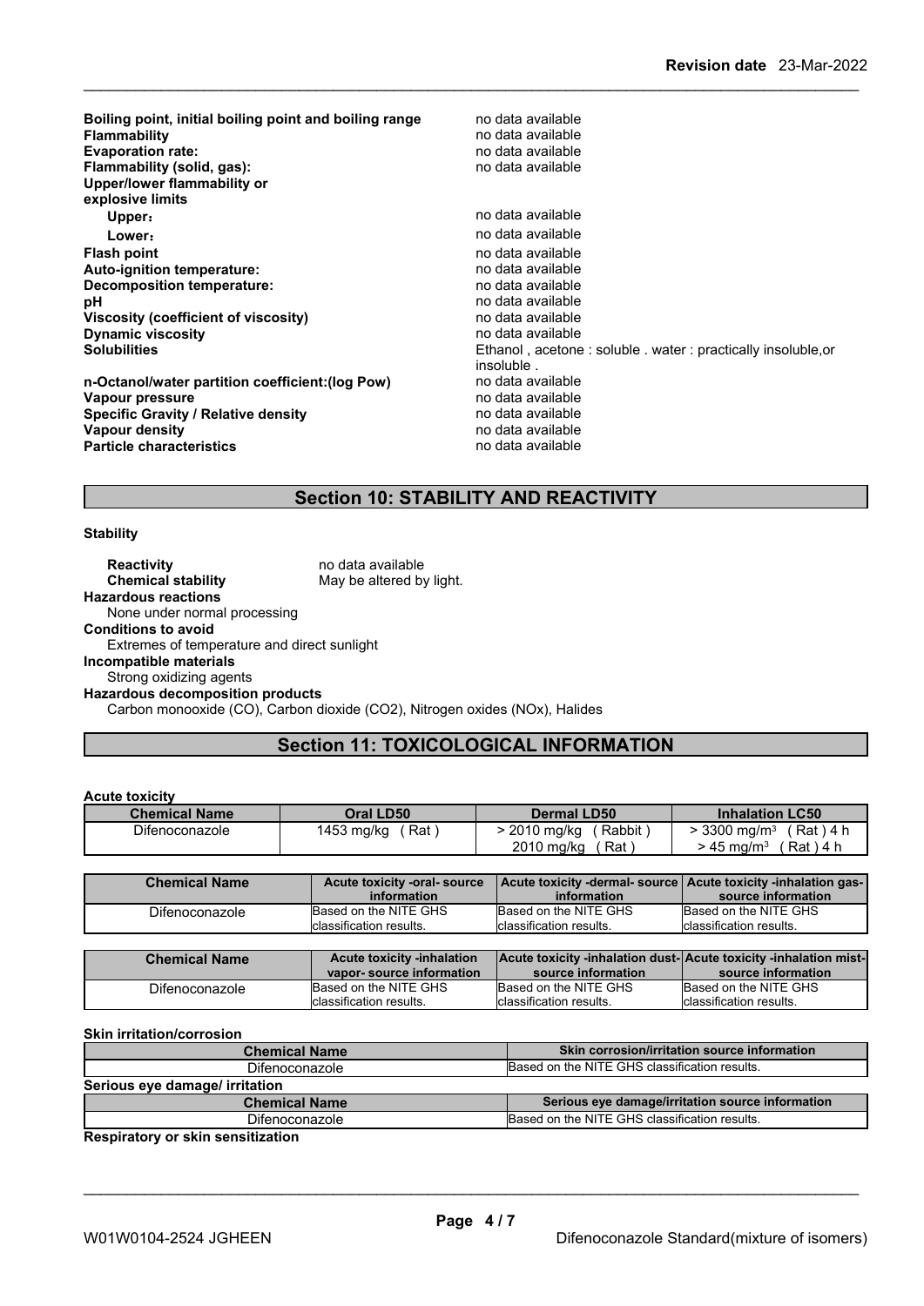| | |
|---|---|
| **Boiling point, initial boiling point and boiling range** | no data available |
| **Flammability** | no data available |
| **Evaporation rate:** | no data available |
| **Flammability (solid, gas):** | no data available |
| **Upper/lower flammability or explosive limits** | |
| **Upper:** | no data available |
| **Lower:** | no data available |
| **Flash point** | no data available |
| **Auto-ignition temperature:** | no data available |
| **Decomposition temperature:** | no data available |
| **pH** | no data available |
| **Viscosity (coefficient of viscosity)** | no data available |
| **Dynamic viscosity** | no data available |
| **Solubilities** | Ethanol , acetone : soluble . water : practically insoluble,or insoluble . |
| **n-Octanol/water partition coefficient:(log Pow)** | no data available |
| **Vapour pressure** | no data available |
| **Specific Gravity / Relative density** | no data available |
| **Vapour density** | no data available |
| **Particle characteristics** | no data available |

## Section 10: STABILITY AND REACTIVITY

**Stability**

**Reactivity** no data available
**Chemical stability** May be altered by light.

**Hazardous reactions**
None under normal processing

**Conditions to avoid**
Extremes of temperature and direct sunlight

**Incompatible materials**
Strong oxidizing agents

**Hazardous decomposition products**
Carbon monooxide (CO), Carbon dioxide ($CO_2$), Nitrogen oxides (NOx), Halides

## Section 11: TOXICOLOGICAL INFORMATION

**Acute toxicity**

| Chemical Name | Oral LD50 | Dermal LD50 | Inhalation LC50 |
|---|---|---|---|
| Difenoconazole | 1453 mg/kg ( Rat ) | > 2010 mg/kg ( Rabbit )<br>2010 mg/kg ( Rat ) | > 3300 mg/m³ ( Rat ) 4 h<br>> 45 mg/m³ ( Rat ) 4 h |

| Chemical Name | Acute toxicity -oral- source information | Acute toxicity -dermal- source information | Acute toxicity -inhalation gas- source information |
|---|---|---|---|
| Difenoconazole | Based on the NITE GHS classification results. | Based on the NITE GHS classification results. | Based on the NITE GHS classification results. |

| Chemical Name | Acute toxicity -inhalation vapor- source information | Acute toxicity -inhalation dust- source information | Acute toxicity -inhalation mist- source information |
|---|---|---|---|
| Difenoconazole | Based on the NITE GHS classification results. | Based on the NITE GHS classification results. | Based on the NITE GHS classification results. |

**Skin irritation/corrosion**

| Chemical Name | Skin corrosion/irritation source information |
|---|---|
| Difenoconazole | Based on the NITE GHS classification results. |

**Serious eye damage/ irritation**

| Chemical Name | Serious eye damage/irritation source information |
|---|---|
| Difenoconazole | Based on the NITE GHS classification results. |

**Respiratory or skin sensitization**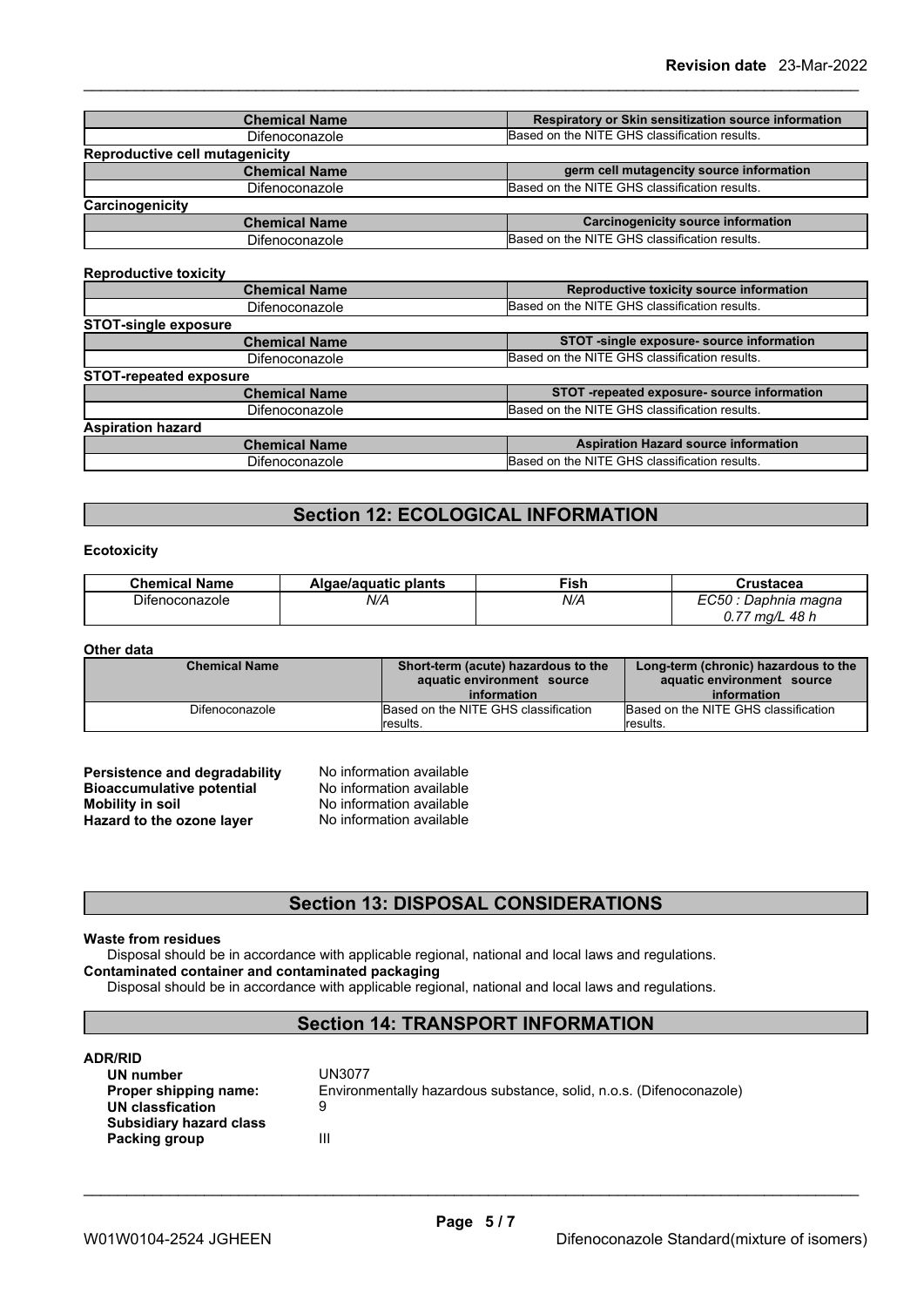| Chemical Name | Respiratory or Skin sensitization source information |
| --- | --- |
| Difenoconazole | Based on the NITE GHS classification results. |

**Reproductive cell mutagenicity**

| Chemical Name | germ cell mutagencity source information |
| --- | --- |
| Difenoconazole | Based on the NITE GHS classification results. |

**Carcinogenicity**

| Chemical Name | Carcinogenicity source information |
| --- | --- |
| Difenoconazole | Based on the NITE GHS classification results. |

**Reproductive toxicity**

| Chemical Name | Reproductive toxicity source information |
| --- | --- |
| Difenoconazole | Based on the NITE GHS classification results. |

**STOT-single exposure**

| Chemical Name | STOT -single exposure- source information |
| --- | --- |
| Difenoconazole | Based on the NITE GHS classification results. |

**STOT-repeated exposure**

| Chemical Name | STOT -repeated exposure- source information |
| --- | --- |
| Difenoconazole | Based on the NITE GHS classification results. |

**Aspiration hazard**

| Chemical Name | Aspiration Hazard source information |
| --- | --- |
| Difenoconazole | Based on the NITE GHS classification results. |

## Section 12: ECOLOGICAL INFORMATION

**Ecotoxicity**

| Chemical Name | Algae/aquatic plants | Fish | Crustacea |
| --- | --- | --- | --- |
| Difenoconazole | *N/A* | *N/A* | *EC50 : Daphnia magna 0.77 mg/L 48 h* |

**Other data**

| Chemical Name | Short-term (acute) hazardous to the aquatic environment source information | Long-term (chronic) hazardous to the aquatic environment source information |
| --- | --- | --- |
| Difenoconazole | Based on the NITE GHS classification results. | Based on the NITE GHS classification results. |

**Persistence and degradability** No information available
**Bioaccumulative potential** No information available
**Mobility in soil** No information available
**Hazard to the ozone layer** No information available

## Section 13: DISPOSAL CONSIDERATIONS

**Waste from residues**
Disposal should be in accordance with applicable regional, national and local laws and regulations.
**Contaminated container and contaminated packaging**
Disposal should be in accordance with applicable regional, national and local laws and regulations.

## Section 14: TRANSPORT INFORMATION

**ADR/RID**
**UN number** UN3077
**Proper shipping name:** Environmentally hazardous substance, solid, n.o.s. (Difenoconazole)
**UN classfication** 9
**Subsidiary hazard class**
**Packing group** III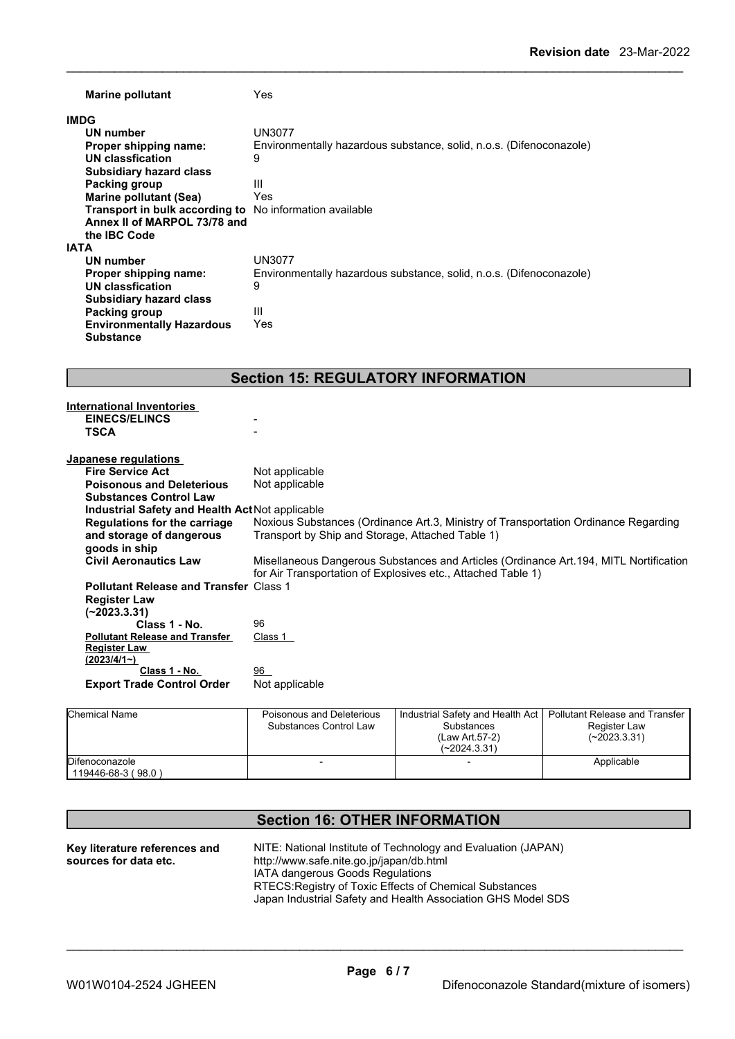**Marine pollutant** Yes

**IMDG**

| | |
|---|---|
| **UN number** | UN3077 |
| **Proper shipping name:** | Environmentally hazardous substance, solid, n.o.s. (Difenoconazole) |
| **UN classfication** | 9 |
| **Subsidiary hazard class** | |
| **Packing group** | III |
| **Marine pollutant (Sea)** | Yes |
| **Transport in bulk according to Annex II of MARPOL 73/78 and the IBC Code** | No information available |

**IATA**

| | |
|---|---|
| **UN number** | UN3077 |
| **Proper shipping name:** | Environmentally hazardous substance, solid, n.o.s. (Difenoconazole) |
| **UN classfication** | 9 |
| **Subsidiary hazard class** | |
| **Packing group** | III |
| **Environmentally Hazardous Substance** | Yes |

## Section 15: REGULATORY INFORMATION

**International Inventories**

| | |
|---|---|
| **EINECS/ELINCS** | - |
| **TSCA** | - |

**Japanese regulations**

| | |
|---|---|
| **Fire Service Act** | Not applicable |
| **Poisonous and Deleterious Substances Control Law** | Not applicable |
| **Industrial Safety and Health Act** | Not applicable |
| **Regulations for the carriage and storage of dangerous goods in ship** | Noxious Substances (Ordinance Art.3, Ministry of Transportation Ordinance Regarding Transport by Ship and Storage, Attached Table 1) |
| **Civil Aeronautics Law** | Misellaneous Dangerous Substances and Articles (Ordinance Art.194, MITL Nortification for Air Transportation of Explosives etc., Attached Table 1) |
| **Pollutant Release and Transfer Register Law (~2023.3.31)** | Class 1 |
| **Class 1 - No.** | 96 |
| **Pollutant Release and Transfer Register Law (2023/4/1~)** | Class 1 |
| **Class 1 - No.** | 96 |
| **Export Trade Control Order** | Not applicable |

| Chemical Name | Poisonous and Deleterious Substances Control Law | Industrial Safety and Health Act Substances (Law Art.57-2) (~2024.3.31) | Pollutant Release and Transfer Register Law (~2023.3.31) |
|---|---|---|---|
| Difenoconazole 119446-68-3 ( 98.0 ) | - | - | Applicable |

## Section 16: OTHER INFORMATION

**Key literature references and sources for data etc.**

NITE: National Institute of Technology and Evaluation (JAPAN)
http://www.safe.nite.go.jp/japan/db.html
IATA dangerous Goods Regulations
RTECS:Registry of Toxic Effects of Chemical Substances
Japan Industrial Safety and Health Association GHS Model SDS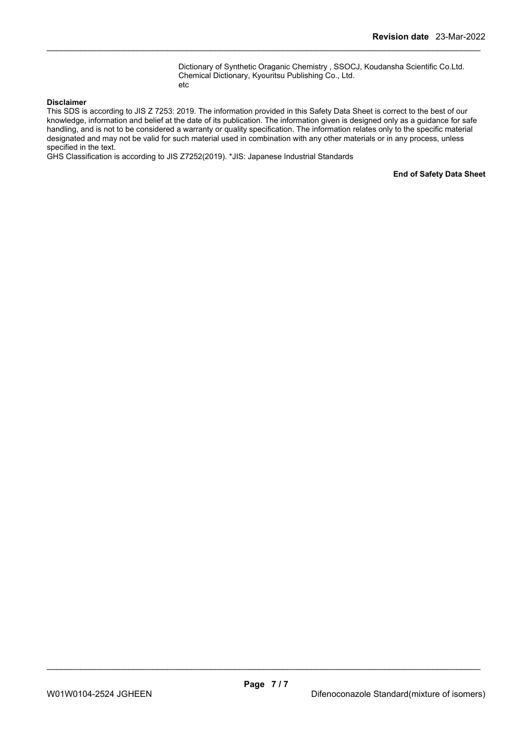Dictionary of Synthetic Oraganic Chemistry , SSOCJ, Koudansha Scientific Co.Ltd.
Chemical Dictionary, Kyouritsu Publishing Co., Ltd.
etc

**Disclaimer**

This SDS is according to JIS Z 7253: 2019. The information provided in this Safety Data Sheet is correct to the best of our knowledge, information and belief at the date of its publication. The information given is designed only as a guidance for safe handling, and is not to be considered a warranty or quality specification. The information relates only to the specific material designated and may not be valid for such material used in combination with any other materials or in any process, unless specified in the text.

GHS Classification is according to JIS Z7252(2019). *JIS: Japanese Industrial Standards

**End of Safety Data Sheet**